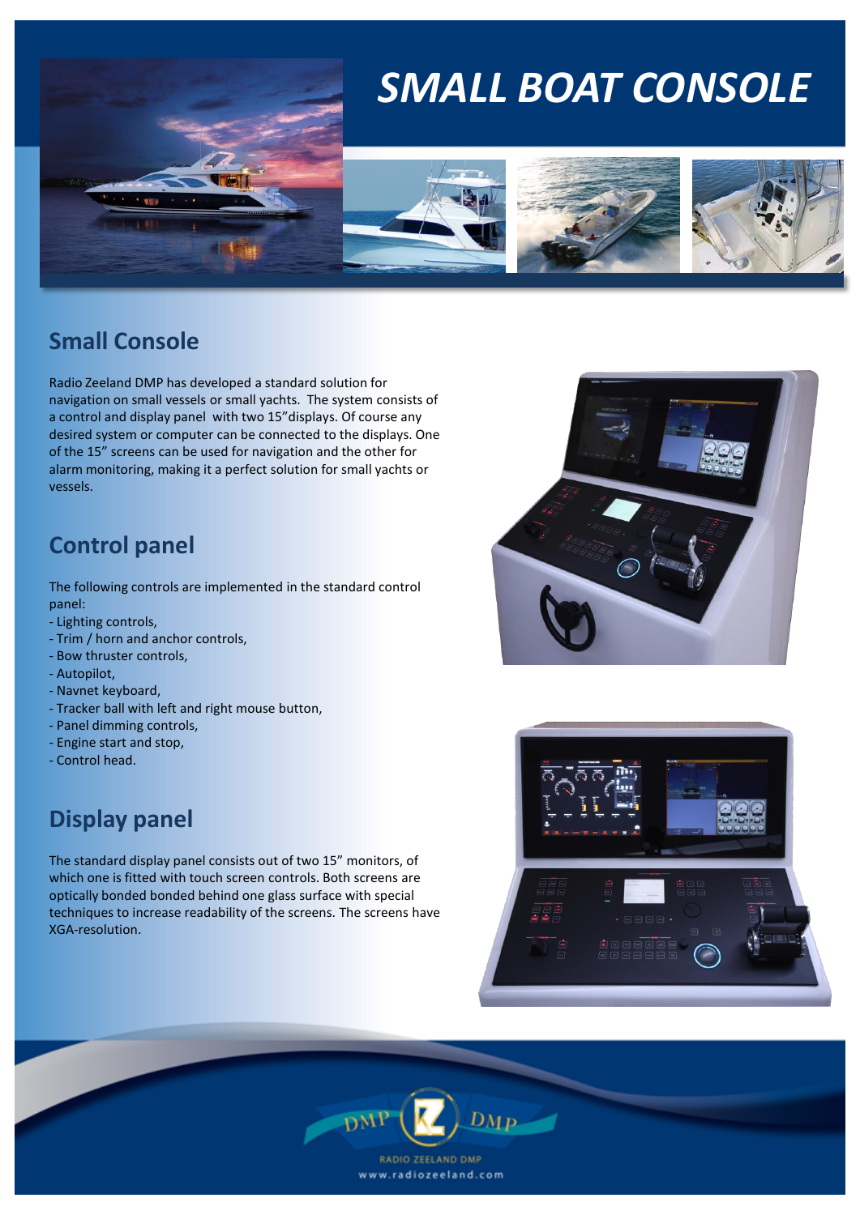# SMALL BOAT CONSOLE

## Small Console

Radio Zeeland DMP has developed a standard solution for navigation on small vessels or small yachts. The system consists of a control and display panel with two 15"displays. Of course any desired system or computer can be connected to the displays. One of the 15" screens can be used for navigation and the other for alarm monitoring, making it a perfect solution for small yachts or vessels.

## Control panel

The following controls are implemented in the standard control panel:

- Lighting controls,
- Trim / horn and anchor controls,
- Bow thruster controls,
- Autopilot,
- Navnet keyboard,
- Tracker ball with left and right mouse button,
- Panel dimming controls,
- Engine start and stop,
- Control head.

## Display panel

The standard display panel consists out of two 15" monitors, of which one is fitted with touch screen controls. Both screens are optically bonded bonded behind one glass surface with special techniques to increase readability of the screens. The screens have XGA-resolution.

RADIO ZEELAND DMP

www.radiozeeland.com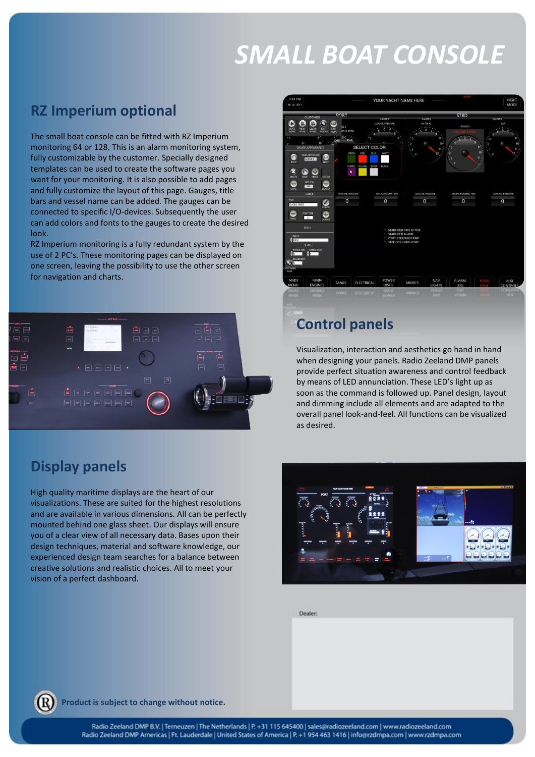# SMALL BOAT CONSOLE

## RZ Imperium optional

The small boat console can be fitted with RZ Imperium monitoring 64 or 128. This is an alarm monitoring system, fully customizable by the customer. Specially designed templates can be used to create the software pages you want for your monitoring. It is also possible to add pages and fully customize the layout of this page. Gauges, title bars and vessel name can be added. The gauges can be connected to specific I/O-devices. Subsequently the user can add colors and fonts to the gauges to create the desired look.

RZ Imperium monitoring is a fully redundant system by the use of 2 PC's. These monitoring pages can be displayed on one screen, leaving the possibility to use the other screen for navigation and charts.

## Control panels

Visualization, interaction and aesthetics go hand in hand when designing your panels. Radio Zeeland DMP panels provide perfect situation awareness and control feedback by means of LED annunciation. These LED's light up as soon as the command is followed up. Panel design, layout and dimming include all elements and are adapted to the overall panel look-and-feel. All functions can be visualized as desired.

## Display panels

High quality maritime displays are the heart of our visualizations. These are suited for the highest resolutions and are available in various dimensions. All can be perfectly mounted behind one glass sheet. Our displays will ensure you of a clear view of all necessary data. Bases upon their design techniques, material and software knowledge, our experienced design team searches for a balance between creative solutions and realistic choices. All to meet your vision of a perfect dashboard.

Dealer:

**Product is subject to change without notice.**

Radio Zeeland DMP B.V. | Terneuzen | The Netherlands | P. +31 115 645400 | sales@radiozeeland.com | www.radiozeeland.com
Radio Zeeland DMP Americas | Ft. Lauderdale | United States of America | P. +1 954 463 1416 | info@rzdmpa.com | www.rzdmpa.com